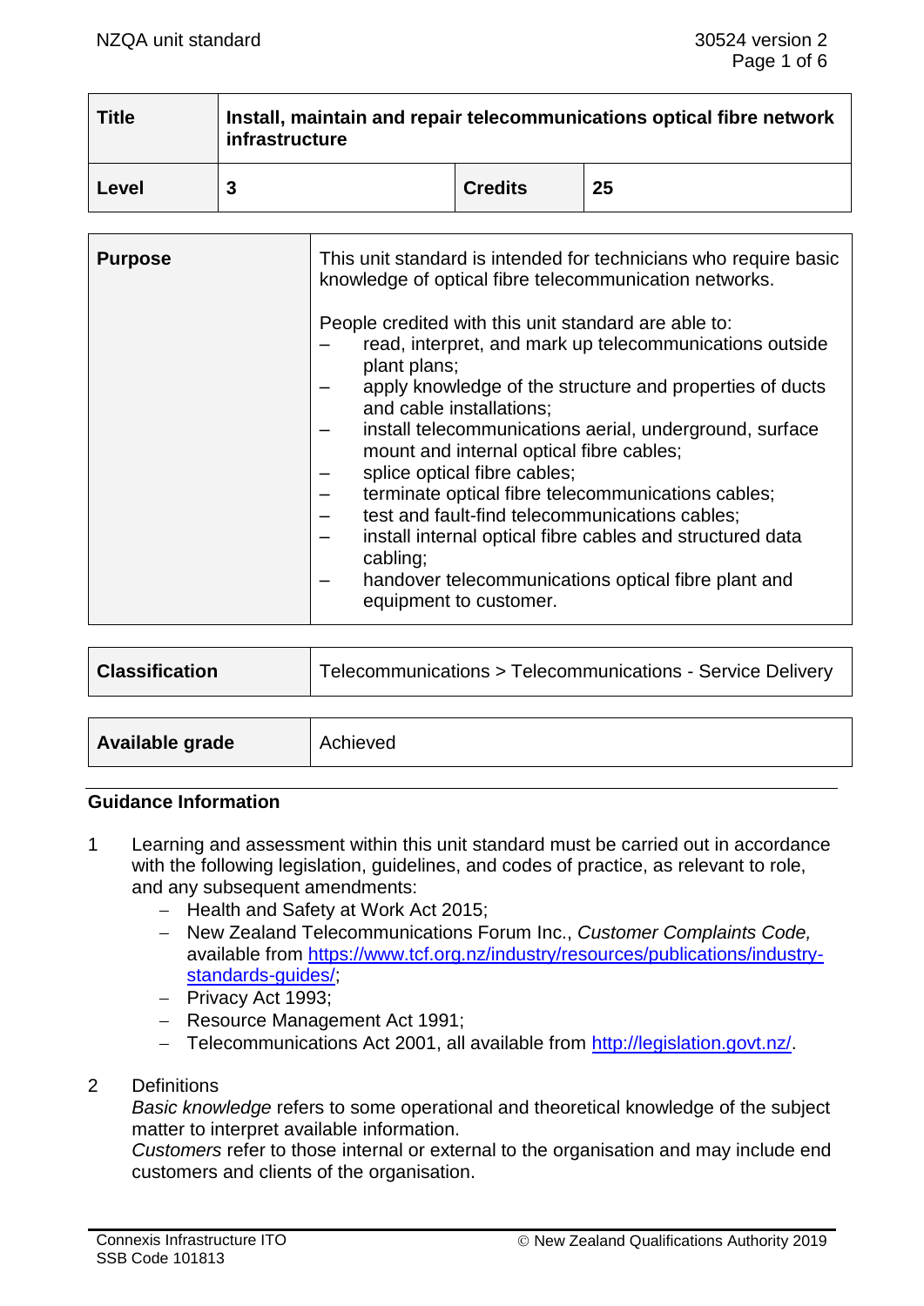| Title | Install, maintain and repair telecommunications optical fibre network infrastructure | | |
|---|---|---|---|
| Level | 3 | Credits | 25 |

| Purpose | This unit standard is intended for technicians who require basic knowledge of optical fibre telecommunication networks.<br><br>People credited with this unit standard are able to:<br>– read, interpret, and mark up telecommunications outside plant plans;<br>– apply knowledge of the structure and properties of ducts and cable installations;<br>– install telecommunications aerial, underground, surface mount and internal optical fibre cables;<br>– splice optical fibre cables;<br>– terminate optical fibre telecommunications cables;<br>– test and fault-find telecommunications cables;<br>– install internal optical fibre cables and structured data cabling;<br>– handover telecommunications optical fibre plant and equipment to customer. |
|---|---|

| Classification | Telecommunications > Telecommunications - Service Delivery |
|---|---|

| Available grade | Achieved |
|---|---|

## Guidance Information

1 Learning and assessment within this unit standard must be carried out in accordance with the following legislation, guidelines, and codes of practice, as relevant to role, and any subsequent amendments:
   - Health and Safety at Work Act 2015;
   - New Zealand Telecommunications Forum Inc., *Customer Complaints Code,* available from https://www.tcf.org.nz/industry/resources/publications/industry-standards-guides/;
   - Privacy Act 1993;
   - Resource Management Act 1991;
   - Telecommunications Act 2001, all available from http://legislation.govt.nz/.

2 Definitions
   *Basic knowledge* refers to some operational and theoretical knowledge of the subject matter to interpret available information.
   *Customers* refer to those internal or external to the organisation and may include end customers and clients of the organisation.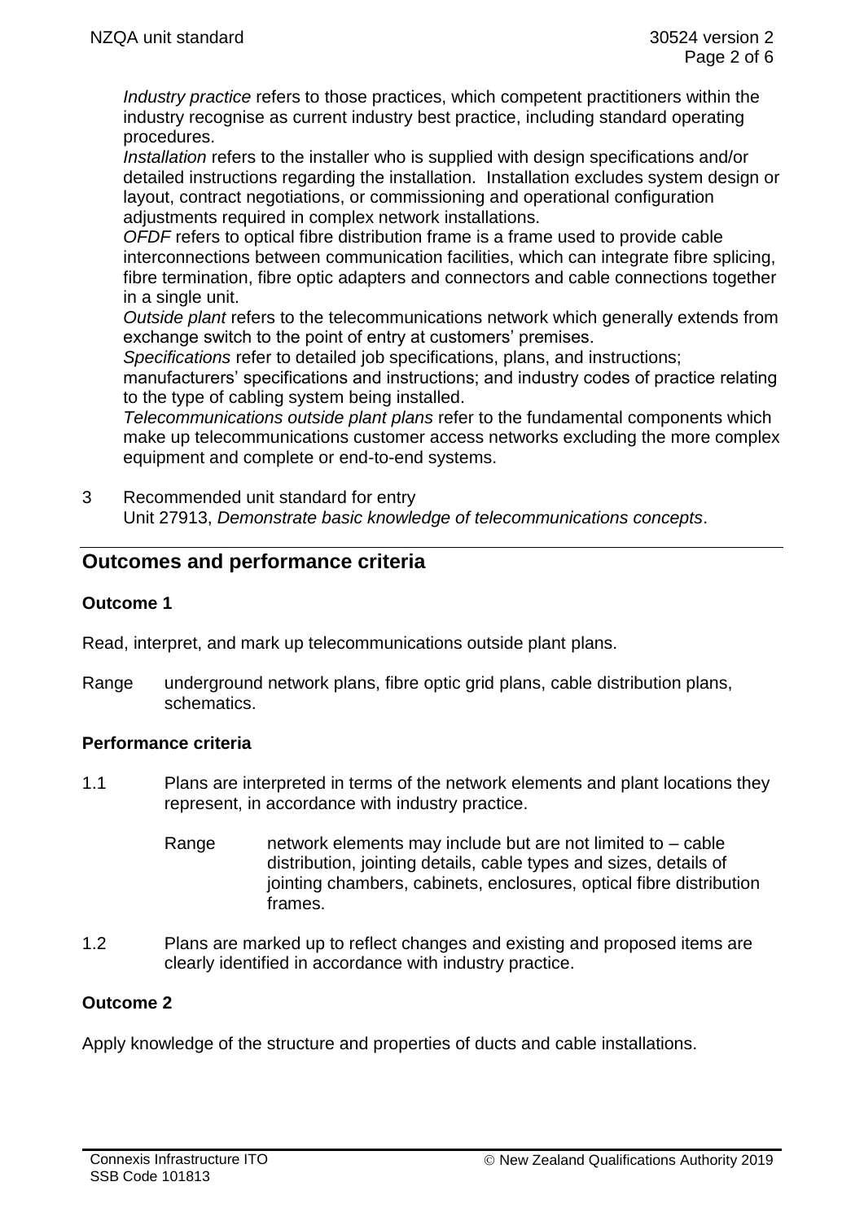*Industry practice* refers to those practices, which competent practitioners within the industry recognise as current industry best practice, including standard operating procedures.
*Installation* refers to the installer who is supplied with design specifications and/or detailed instructions regarding the installation. Installation excludes system design or layout, contract negotiations, or commissioning and operational configuration adjustments required in complex network installations.
*OFDF* refers to optical fibre distribution frame is a frame used to provide cable interconnections between communication facilities, which can integrate fibre splicing, fibre termination, fibre optic adapters and connectors and cable connections together in a single unit.
*Outside plant* refers to the telecommunications network which generally extends from exchange switch to the point of entry at customers' premises.
*Specifications* refer to detailed job specifications, plans, and instructions; manufacturers' specifications and instructions; and industry codes of practice relating to the type of cabling system being installed.
*Telecommunications outside plant plans* refer to the fundamental components which make up telecommunications customer access networks excluding the more complex equipment and complete or end-to-end systems.

3 Recommended unit standard for entry
Unit 27913, *Demonstrate basic knowledge of telecommunications concepts*.

## Outcomes and performance criteria

### Outcome 1

Read, interpret, and mark up telecommunications outside plant plans.

Range underground network plans, fibre optic grid plans, cable distribution plans, schematics.

### Performance criteria

1.1 Plans are interpreted in terms of the network elements and plant locations they represent, in accordance with industry practice.

Range network elements may include but are not limited to – cable distribution, jointing details, cable types and sizes, details of jointing chambers, cabinets, enclosures, optical fibre distribution frames.

1.2 Plans are marked up to reflect changes and existing and proposed items are clearly identified in accordance with industry practice.

### Outcome 2

Apply knowledge of the structure and properties of ducts and cable installations.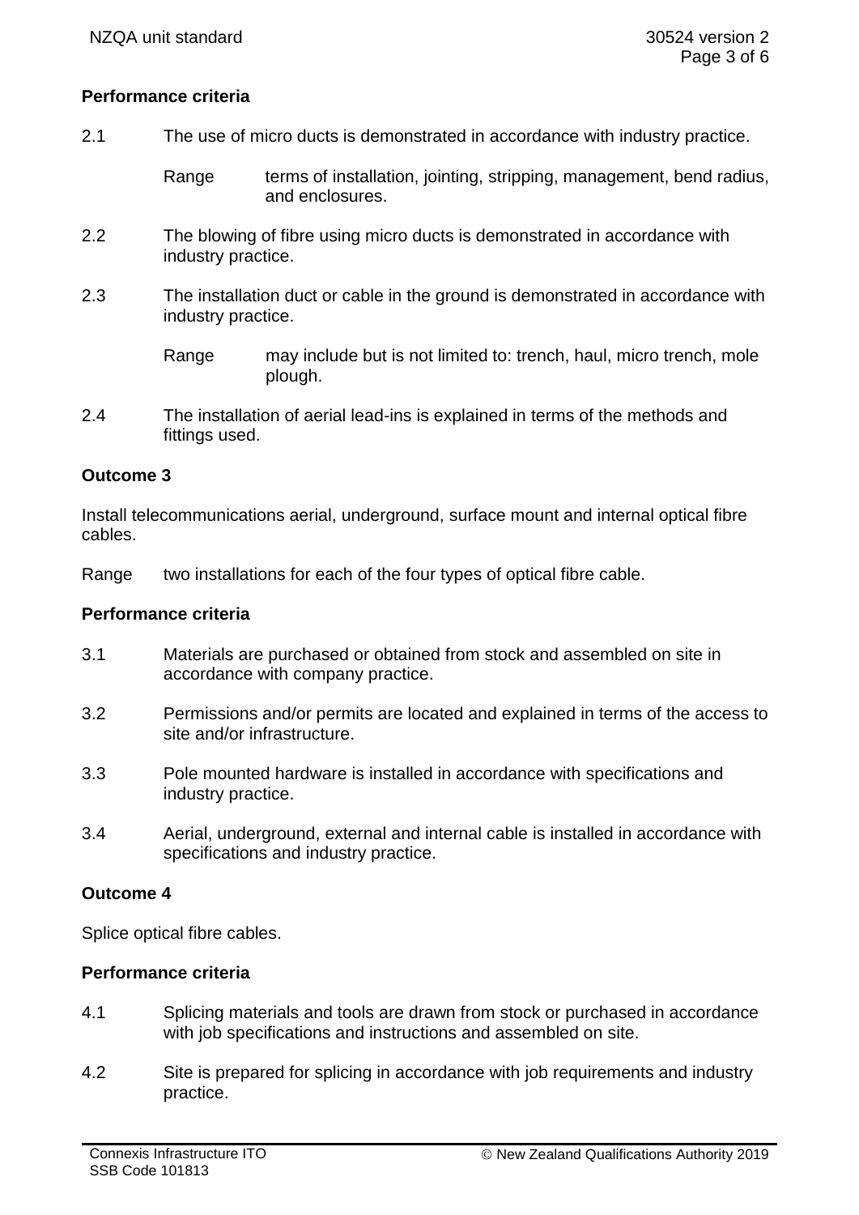**Performance criteria**

2.1 The use of micro ducts is demonstrated in accordance with industry practice.

Range terms of installation, jointing, stripping, management, bend radius, and enclosures.

2.2 The blowing of fibre using micro ducts is demonstrated in accordance with industry practice.

2.3 The installation duct or cable in the ground is demonstrated in accordance with industry practice.

Range may include but is not limited to: trench, haul, micro trench, mole plough.

2.4 The installation of aerial lead-ins is explained in terms of the methods and fittings used.

**Outcome 3**

Install telecommunications aerial, underground, surface mount and internal optical fibre cables.

Range two installations for each of the four types of optical fibre cable.

**Performance criteria**

3.1 Materials are purchased or obtained from stock and assembled on site in accordance with company practice.

3.2 Permissions and/or permits are located and explained in terms of the access to site and/or infrastructure.

3.3 Pole mounted hardware is installed in accordance with specifications and industry practice.

3.4 Aerial, underground, external and internal cable is installed in accordance with specifications and industry practice.

**Outcome 4**

Splice optical fibre cables.

**Performance criteria**

4.1 Splicing materials and tools are drawn from stock or purchased in accordance with job specifications and instructions and assembled on site.

4.2 Site is prepared for splicing in accordance with job requirements and industry practice.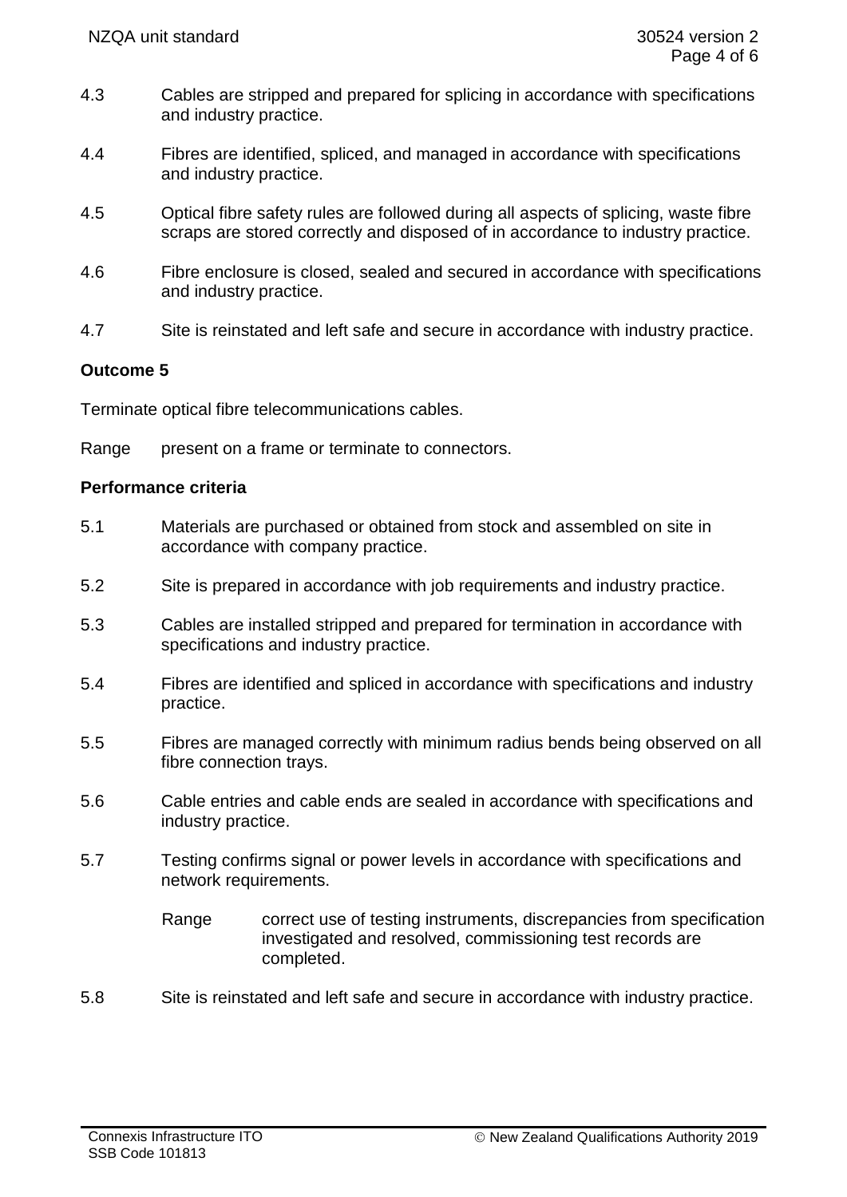4.3 Cables are stripped and prepared for splicing in accordance with specifications and industry practice.

4.4 Fibres are identified, spliced, and managed in accordance with specifications and industry practice.

4.5 Optical fibre safety rules are followed during all aspects of splicing, waste fibre scraps are stored correctly and disposed of in accordance to industry practice.

4.6 Fibre enclosure is closed, sealed and secured in accordance with specifications and industry practice.

4.7 Site is reinstated and left safe and secure in accordance with industry practice.

**Outcome 5**

Terminate optical fibre telecommunications cables.

Range present on a frame or terminate to connectors.

**Performance criteria**

5.1 Materials are purchased or obtained from stock and assembled on site in accordance with company practice.

5.2 Site is prepared in accordance with job requirements and industry practice.

5.3 Cables are installed stripped and prepared for termination in accordance with specifications and industry practice.

5.4 Fibres are identified and spliced in accordance with specifications and industry practice.

5.5 Fibres are managed correctly with minimum radius bends being observed on all fibre connection trays.

5.6 Cable entries and cable ends are sealed in accordance with specifications and industry practice.

5.7 Testing confirms signal or power levels in accordance with specifications and network requirements.

Range correct use of testing instruments, discrepancies from specification investigated and resolved, commissioning test records are completed.

5.8 Site is reinstated and left safe and secure in accordance with industry practice.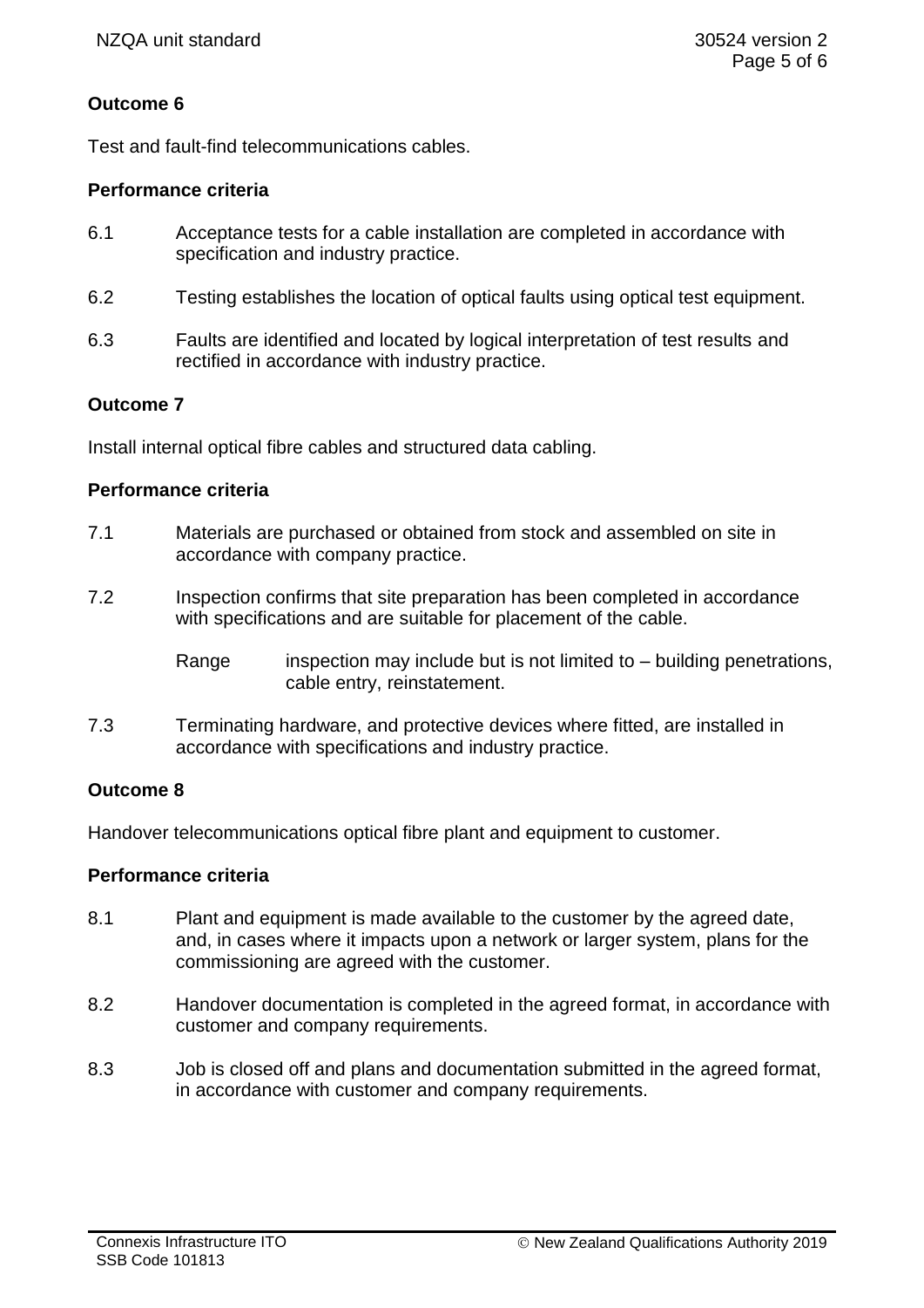**Outcome 6**

Test and fault-find telecommunications cables.

**Performance criteria**

6.1 Acceptance tests for a cable installation are completed in accordance with specification and industry practice.

6.2 Testing establishes the location of optical faults using optical test equipment.

6.3 Faults are identified and located by logical interpretation of test results and rectified in accordance with industry practice.

**Outcome 7**

Install internal optical fibre cables and structured data cabling.

**Performance criteria**

7.1 Materials are purchased or obtained from stock and assembled on site in accordance with company practice.

7.2 Inspection confirms that site preparation has been completed in accordance with specifications and are suitable for placement of the cable.

Range inspection may include but is not limited to – building penetrations, cable entry, reinstatement.

7.3 Terminating hardware, and protective devices where fitted, are installed in accordance with specifications and industry practice.

**Outcome 8**

Handover telecommunications optical fibre plant and equipment to customer.

**Performance criteria**

8.1 Plant and equipment is made available to the customer by the agreed date, and, in cases where it impacts upon a network or larger system, plans for the commissioning are agreed with the customer.

8.2 Handover documentation is completed in the agreed format, in accordance with customer and company requirements.

8.3 Job is closed off and plans and documentation submitted in the agreed format, in accordance with customer and company requirements.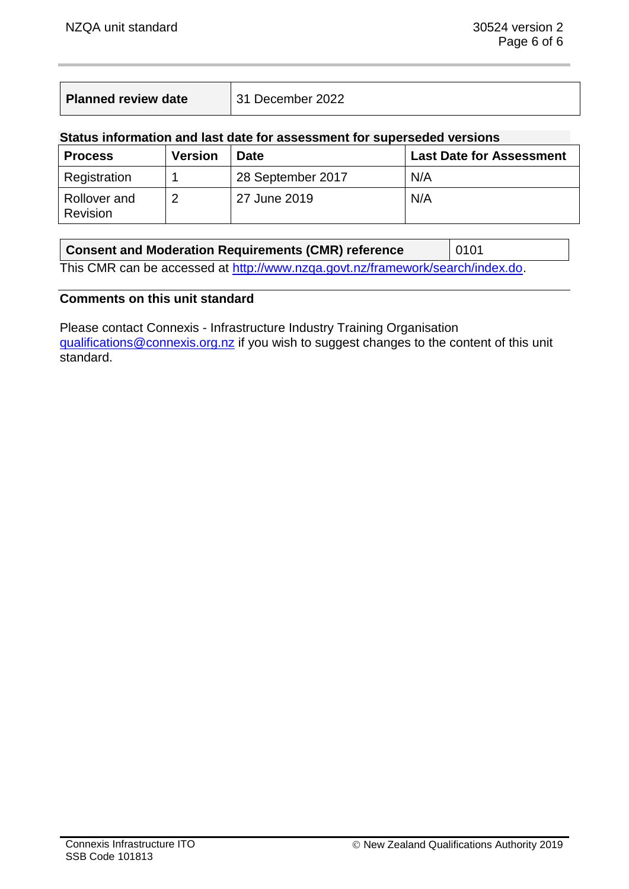| | |
|---|---|
| **Planned review date** | 31 December 2022 |

**Status information and last date for assessment for superseded versions**

| Process | Version | Date | Last Date for Assessment |
|---|---|---|---|
| Registration | 1 | 28 September 2017 | N/A |
| Rollover and Revision | 2 | 27 June 2019 | N/A |

| | |
|---|---|
| **Consent and Moderation Requirements (CMR) reference** | 0101 |

This CMR can be accessed at http://www.nzqa.govt.nz/framework/search/index.do.

**Comments on this unit standard**

Please contact Connexis - Infrastructure Industry Training Organisation qualifications@connexis.org.nz if you wish to suggest changes to the content of this unit standard.